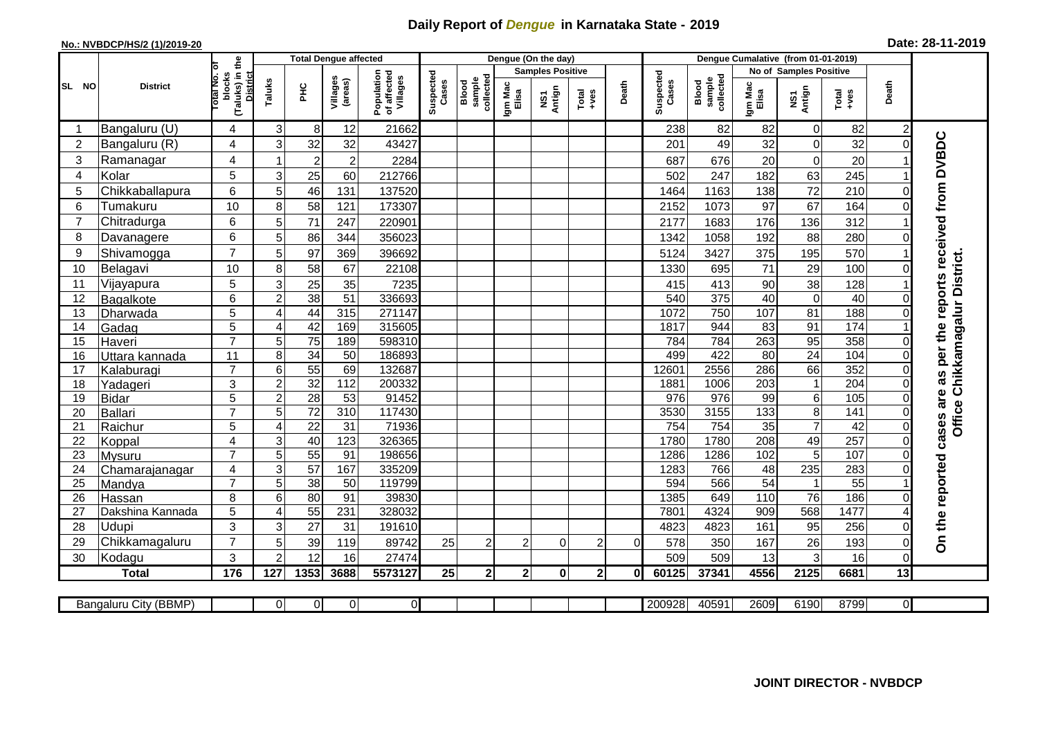# Daily Report of *Dengue* in Karnataka State - 2019

**No.: NVBDCP/HS/2 (1)/2019-20**

**Date: 28-11-2019**

| SL NO | District | Total No. of blocks (Taluks) in the District | Total Dengue affected | | | | Dengue (On the day) | | | | | | | Dengue Cumalative (from 01-01-2019) | | | | | | | |
|---|---|---|---|---|---|---|---|---|---|---|---|---|---|---|---|---|---|---|---|---|
| | | | Taluks | PHC | Villages (areas) | Population of affected Villages | Suspected Cases | Blood sample collected | Samples Positive | | | Death | Suspected Cases | Blood sample collected | No of Samples Positive | | | Death | |
| | | | | | | | | | Igm Mac Elisa | NS1 Antign | Total +ves | | | | Igm Mac Elisa | NS1 Antign | Total +ves | | |
| 1 | Bangaluru (U) | 4 | 3 | 8 | 12 | 21662 | | | | | | | 238 | 82 | 82 | 0 | 82 | 2 | On the reported cases are as per the reports received from DVBDC Office Chikkamagalur District. |
| 2 | Bangaluru (R) | 4 | 3 | 32 | 32 | 43427 | | | | | | | 201 | 49 | 32 | 0 | 32 | 0 | |
| 3 | Ramanagar | 4 | 1 | 2 | 2 | 2284 | | | | | | | 687 | 676 | 20 | 0 | 20 | 1 | |
| 4 | Kolar | 5 | 3 | 25 | 60 | 212766 | | | | | | | 502 | 247 | 182 | 63 | 245 | 1 | |
| 5 | Chikkaballapura | 6 | 5 | 46 | 131 | 137520 | | | | | | | 1464 | 1163 | 138 | 72 | 210 | 0 | |
| 6 | Tumakuru | 10 | 8 | 58 | 121 | 173307 | | | | | | | 2152 | 1073 | 97 | 67 | 164 | 0 | |
| 7 | Chitradurga | 6 | 5 | 71 | 247 | 220901 | | | | | | | 2177 | 1683 | 176 | 136 | 312 | 1 | |
| 8 | Davanagere | 6 | 5 | 86 | 344 | 356023 | | | | | | | 1342 | 1058 | 192 | 88 | 280 | 0 | |
| 9 | Shivamogga | 7 | 5 | 97 | 369 | 396692 | | | | | | | 5124 | 3427 | 375 | 195 | 570 | 1 | |
| 10 | Belagavi | 10 | 8 | 58 | 67 | 22108 | | | | | | | 1330 | 695 | 71 | 29 | 100 | 0 | |
| 11 | Vijayapura | 5 | 3 | 25 | 35 | 7235 | | | | | | | 415 | 413 | 90 | 38 | 128 | 1 | |
| 12 | Bagalkote | 6 | 2 | 38 | 51 | 336693 | | | | | | | 540 | 375 | 40 | 0 | 40 | 0 | |
| 13 | Dharwada | 5 | 4 | 44 | 315 | 271147 | | | | | | | 1072 | 750 | 107 | 81 | 188 | 0 | |
| 14 | Gadag | 5 | 4 | 42 | 169 | 315605 | | | | | | | 1817 | 944 | 83 | 91 | 174 | 1 | |
| 15 | Haveri | 7 | 5 | 75 | 189 | 598310 | | | | | | | 784 | 784 | 263 | 95 | 358 | 0 | |
| 16 | Uttara kannada | 11 | 8 | 34 | 50 | 186893 | | | | | | | 499 | 422 | 80 | 24 | 104 | 0 | |
| 17 | Kalaburagi | 7 | 6 | 55 | 69 | 132687 | | | | | | | 12601 | 2556 | 286 | 66 | 352 | 0 | |
| 18 | Yadageri | 3 | 2 | 32 | 112 | 200332 | | | | | | | 1881 | 1006 | 203 | 1 | 204 | 0 | |
| 19 | Bidar | 5 | 2 | 28 | 53 | 91452 | | | | | | | 976 | 976 | 99 | 6 | 105 | 0 | |
| 20 | Ballari | 7 | 5 | 72 | 310 | 117430 | | | | | | | 3530 | 3155 | 133 | 8 | 141 | 0 | |
| 21 | Raichur | 5 | 4 | 22 | 31 | 71936 | | | | | | | 754 | 754 | 35 | 7 | 42 | 0 | |
| 22 | Koppal | 4 | 3 | 40 | 123 | 326365 | | | | | | | 1780 | 1780 | 208 | 49 | 257 | 0 | |
| 23 | Mysuru | 7 | 5 | 55 | 91 | 198656 | | | | | | | 1286 | 1286 | 102 | 5 | 107 | 0 | |
| 24 | Chamarajanagar | 4 | 3 | 57 | 167 | 335209 | | | | | | | 1283 | 766 | 48 | 235 | 283 | 0 | |
| 25 | Mandya | 7 | 5 | 38 | 50 | 119799 | | | | | | | 594 | 566 | 54 | 1 | 55 | 1 | |
| 26 | Hassan | 8 | 6 | 80 | 91 | 39830 | | | | | | | 1385 | 649 | 110 | 76 | 186 | 0 | |
| 27 | Dakshina Kannada | 5 | 4 | 55 | 231 | 328032 | | | | | | | 7801 | 4324 | 909 | 568 | 1477 | 4 | |
| 28 | Udupi | 3 | 3 | 27 | 31 | 191610 | | | | | | | 4823 | 4823 | 161 | 95 | 256 | 0 | |
| 29 | Chikkamagaluru | 7 | 5 | 39 | 119 | 89742 | 25 | 2 | 2 | 0 | 2 | 0 | 578 | 350 | 167 | 26 | 193 | 0 | |
| 30 | Kodagu | 3 | 2 | 12 | 16 | 27474 | | | | | | | 509 | 509 | 13 | 3 | 16 | 0 | |
| | **Total** | **176** | **127** | **1353** | **3688** | **5573127** | **25** | **2** | **2** | **0** | **2** | **0** | **60125** | **37341** | **4556** | **2125** | **6681** | **13** | |

| | | | | | | | | | | | | | | | | | |
|---|---|---|---|---|---|---|---|---|---|---|---|---|---|---|---|---|---|
| Bangaluru City (BBMP) | | 0 | 0 | 0 | 0 | | | | | | | 200928 | 40591 | 2609 | 6190 | 8799 | 0 |

**JOINT DIRECTOR - NVBDCP**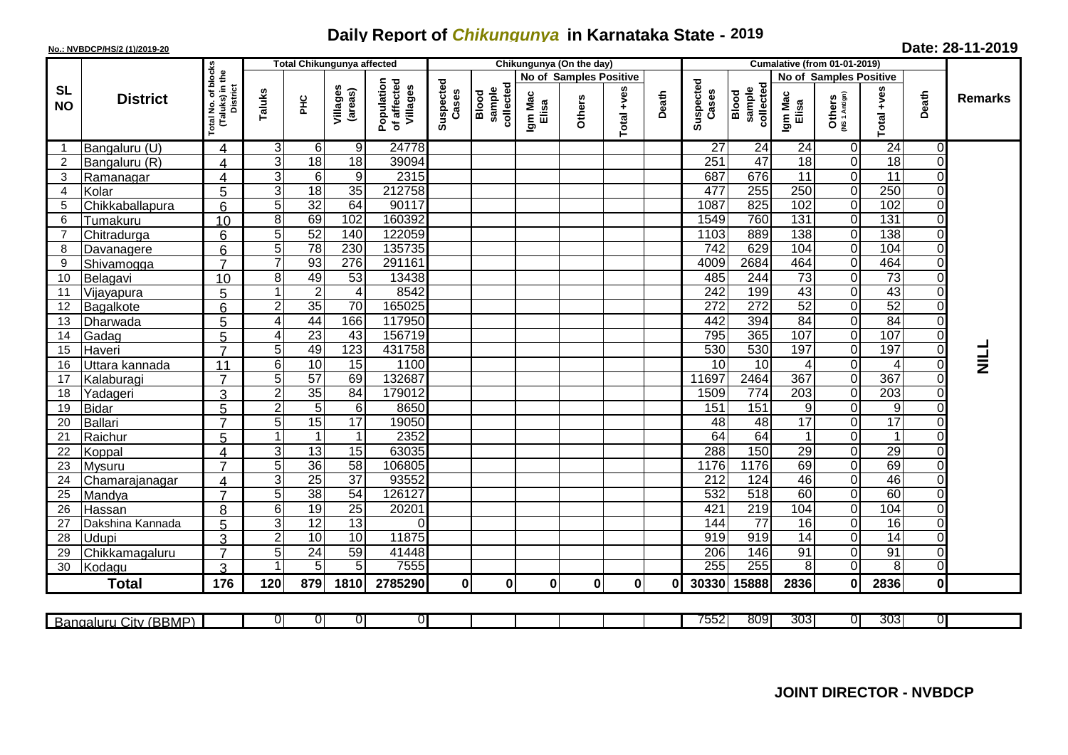# Daily Report of *Chikungunya* in Karnataka State - 2019

**No.: NVBDCP/HS/2 (1)/2019-20**

**Date: 28-11-2019**

| SL NO | District | Total No. of blocks (Taluks) in the District | Total Chikungunya affected | | | | Chikungunya (On the day) | | | | | | | Cumalative (from 01-01-2019) | | | | | | | Remarks |
|---|---|---|---|---|---|---|---|---|---|---|---|---|---|---|---|---|---|---|---|---|---|
| | | | | | | | | | No of Samples Positive | | | | | | | No of Samples Positive | | | | | |
| | | | Taluks | PHC | Villages (areas) | Population of affected Villages | Suspected Cases | Blood sample collected | Igm Mac Elisa | Others | Total +ves | Death | Suspected Cases | Blood sample collected | Igm Mac Elisa | Others (NS 1 Antign) | Total +ves | Death | |
| 1 | Bangaluru (U) | 4 | 3 | 6 | 9 | 24778 | | | | | | | 27 | 24 | 24 | 0 | 24 | 0 | NILL |
| 2 | Bangaluru (R) | 4 | 3 | 18 | 18 | 39094 | | | | | | | 251 | 47 | 18 | 0 | 18 | 0 | |
| 3 | Ramanagar | 4 | 3 | 6 | 9 | 2315 | | | | | | | 687 | 676 | 11 | 0 | 11 | 0 | |
| 4 | Kolar | 5 | 3 | 18 | 35 | 212758 | | | | | | | 477 | 255 | 250 | 0 | 250 | 0 | |
| 5 | Chikkaballapura | 6 | 5 | 32 | 64 | 90117 | | | | | | | 1087 | 825 | 102 | 0 | 102 | 0 | |
| 6 | Tumakuru | 10 | 8 | 69 | 102 | 160392 | | | | | | | 1549 | 760 | 131 | 0 | 131 | 0 | |
| 7 | Chitradurga | 6 | 5 | 52 | 140 | 122059 | | | | | | | 1103 | 889 | 138 | 0 | 138 | 0 | |
| 8 | Davanagere | 6 | 5 | 78 | 230 | 135735 | | | | | | | 742 | 629 | 104 | 0 | 104 | 0 | |
| 9 | Shivamogga | 7 | 7 | 93 | 276 | 291161 | | | | | | | 4009 | 2684 | 464 | 0 | 464 | 0 | |
| 10 | Belagavi | 10 | 8 | 49 | 53 | 13438 | | | | | | | 485 | 244 | 73 | 0 | 73 | 0 | |
| 11 | Vijayapura | 5 | 1 | 2 | 4 | 8542 | | | | | | | 242 | 199 | 43 | 0 | 43 | 0 | |
| 12 | Bagalkote | 6 | 2 | 35 | 70 | 165025 | | | | | | | 272 | 272 | 52 | 0 | 52 | 0 | |
| 13 | Dharwada | 5 | 4 | 44 | 166 | 117950 | | | | | | | 442 | 394 | 84 | 0 | 84 | 0 | |
| 14 | Gadag | 5 | 4 | 23 | 43 | 156719 | | | | | | | 795 | 365 | 107 | 0 | 107 | 0 | |
| 15 | Haveri | 7 | 5 | 49 | 123 | 431758 | | | | | | | 530 | 530 | 197 | 0 | 197 | 0 | |
| 16 | Uttara kannada | 11 | 6 | 10 | 15 | 1100 | | | | | | | 10 | 10 | 4 | 0 | 4 | 0 | |
| 17 | Kalaburagi | 7 | 5 | 57 | 69 | 132687 | | | | | | | 11697 | 2464 | 367 | 0 | 367 | 0 | |
| 18 | Yadageri | 3 | 2 | 35 | 84 | 179012 | | | | | | | 1509 | 774 | 203 | 0 | 203 | 0 | |
| 19 | Bidar | 5 | 2 | 5 | 6 | 8650 | | | | | | | 151 | 151 | 9 | 0 | 9 | 0 | |
| 20 | Ballari | 7 | 5 | 15 | 17 | 19050 | | | | | | | 48 | 48 | 17 | 0 | 17 | 0 | |
| 21 | Raichur | 5 | 1 | 1 | 1 | 2352 | | | | | | | 64 | 64 | 1 | 0 | 1 | 0 | |
| 22 | Koppal | 4 | 3 | 13 | 15 | 63035 | | | | | | | 288 | 150 | 29 | 0 | 29 | 0 | |
| 23 | Mysuru | 7 | 5 | 36 | 58 | 106805 | | | | | | | 1176 | 1176 | 69 | 0 | 69 | 0 | |
| 24 | Chamarajanagar | 4 | 3 | 25 | 37 | 93552 | | | | | | | 212 | 124 | 46 | 0 | 46 | 0 | |
| 25 | Mandya | 7 | 5 | 38 | 54 | 126127 | | | | | | | 532 | 518 | 60 | 0 | 60 | 0 | |
| 26 | Hassan | 8 | 6 | 19 | 25 | 20201 | | | | | | | 421 | 219 | 104 | 0 | 104 | 0 | |
| 27 | Dakshina Kannada | 5 | 3 | 12 | 13 | 0 | | | | | | | 144 | 77 | 16 | 0 | 16 | 0 | |
| 28 | Udupi | 3 | 2 | 10 | 10 | 11875 | | | | | | | 919 | 919 | 14 | 0 | 14 | 0 | |
| 29 | Chikkamagaluru | 7 | 5 | 24 | 59 | 41448 | | | | | | | 206 | 146 | 91 | 0 | 91 | 0 | |
| 30 | Kodagu | 3 | 1 | 5 | 5 | 7555 | | | | | | | 255 | 255 | 8 | 0 | 8 | 0 | |
| **Total** | | **176** | **120** | **879** | **1810** | **2785290** | **0** | **0** | **0** | **0** | **0** | **0** | **30330** | **15888** | **2836** | **0** | **2836** | **0** | |

| Bangaluru City (BBMP) | | | 0 | 0 | 0 | 0 | | | | | | | 7552 | 809 | 303 | 0 | 303 | 0 | |
|---|---|---|---|---|---|---|---|---|---|---|---|---|---|---|---|---|---|---|---|

**JOINT DIRECTOR - NVBDCP**